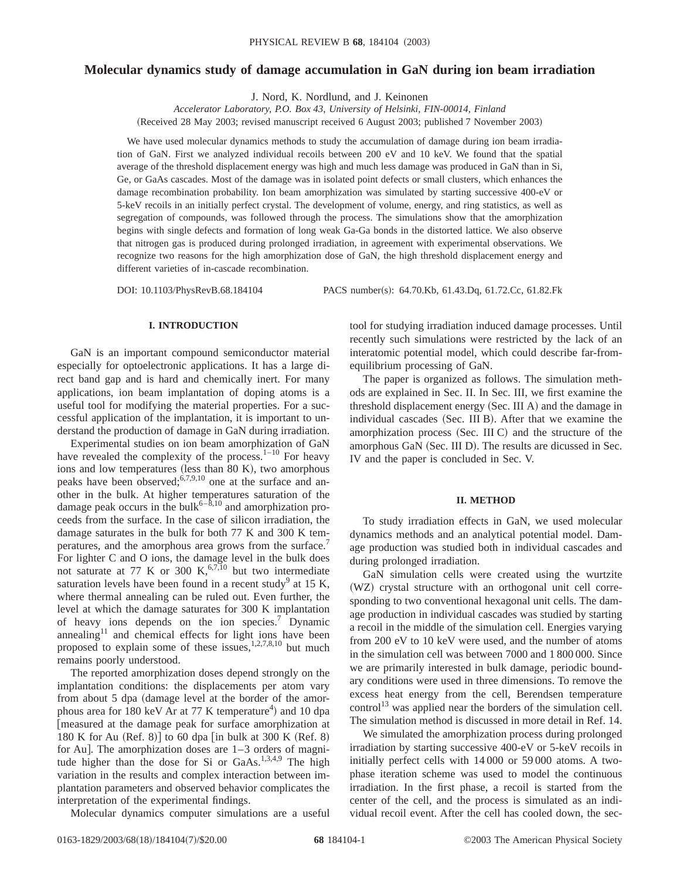# Molecular dynamics study of damage accumulation in GaN during ion beam irradiation

J. Nord, K. Nordlund, and J. Keinonen

*Accelerator Laboratory, P.O. Box 43, University of Helsinki, FIN-00014, Finland*

(Received 28 May 2003; revised manuscript received 6 August 2003; published 7 November 2003)

We have used molecular dynamics methods to study the accumulation of damage during ion beam irradiation of GaN. First we analyzed individual recoils between 200 eV and 10 keV. We found that the spatial average of the threshold displacement energy was high and much less damage was produced in GaN than in Si, Ge, or GaAs cascades. Most of the damage was in isolated point defects or small clusters, which enhances the damage recombination probability. Ion beam amorphization was simulated by starting successive 400-eV or 5-keV recoils in an initially perfect crystal. The development of volume, energy, and ring statistics, as well as segregation of compounds, was followed through the process. The simulations show that the amorphization begins with single defects and formation of long weak Ga-Ga bonds in the distorted lattice. We also observe that nitrogen gas is produced during prolonged irradiation, in agreement with experimental observations. We recognize two reasons for the high amorphization dose of GaN, the high threshold displacement energy and different varieties of in-cascade recombination.

DOI: 10.1103/PhysRevB.68.184104 PACS number(s): 64.70.Kb, 61.43.Dq, 61.72.Cc, 61.82.Fk

## I. INTRODUCTION

GaN is an important compound semiconductor material especially for optoelectronic applications. It has a large direct band gap and is hard and chemically inert. For many applications, ion beam implantation of doping atoms is a useful tool for modifying the material properties. For a successful application of the implantation, it is important to understand the production of damage in GaN during irradiation.

Experimental studies on ion beam amorphization of GaN have revealed the complexity of the process.[1–10] For heavy ions and low temperatures (less than 80 K), two amorphous peaks have been observed;[6,7,9,10] one at the surface and another in the bulk. At higher temperatures saturation of the damage peak occurs in the bulk[6–8,10] and amorphization proceeds from the surface. In the case of silicon irradiation, the damage saturates in the bulk for both 77 K and 300 K temperatures, and the amorphous area grows from the surface.[7] For lighter C and O ions, the damage level in the bulk does not saturate at 77 K or 300 K,[6,7,10] but two intermediate saturation levels have been found in a recent study[9] at 15 K, where thermal annealing can be ruled out. Even further, the level at which the damage saturates for 300 K implantation of heavy ions depends on the ion species.[7] Dynamic annealing[11] and chemical effects for light ions have been proposed to explain some of these issues,[1,2,7,8,10] but much remains poorly understood.

The reported amorphization doses depend strongly on the implantation conditions: the displacements per atom vary from about 5 dpa (damage level at the border of the amorphous area for 180 keV Ar at 77 K temperature[4]) and 10 dpa [measured at the damage peak for surface amorphization at 180 K for Au (Ref. 8)] to 60 dpa [in bulk at 300 K (Ref. 8) for Au]. The amorphization doses are 1–3 orders of magnitude higher than the dose for Si or GaAs.[1,3,4,9] The high variation in the results and complex interaction between implantation parameters and observed behavior complicates the interpretation of the experimental findings.

Molecular dynamics computer simulations are a useful tool for studying irradiation induced damage processes. Until recently such simulations were restricted by the lack of an interatomic potential model, which could describe far-from-equilibrium processing of GaN.

The paper is organized as follows. The simulation methods are explained in Sec. II. In Sec. III, we first examine the threshold displacement energy (Sec. III A) and the damage in individual cascades (Sec. III B). After that we examine the amorphization process (Sec. III C) and the structure of the amorphous GaN (Sec. III D). The results are dicussed in Sec. IV and the paper is concluded in Sec. V.

## II. METHOD

To study irradiation effects in GaN, we used molecular dynamics methods and an analytical potential model. Damage production was studied both in individual cascades and during prolonged irradiation.

GaN simulation cells were created using the wurtzite (WZ) crystal structure with an orthogonal unit cell corresponding to two conventional hexagonal unit cells. The damage production in individual cascades was studied by starting a recoil in the middle of the simulation cell. Energies varying from 200 eV to 10 keV were used, and the number of atoms in the simulation cell was between 7000 and 1 800 000. Since we are primarily interested in bulk damage, periodic boundary conditions were used in three dimensions. To remove the excess heat energy from the cell, Berendsen temperature control[13] was applied near the borders of the simulation cell. The simulation method is discussed in more detail in Ref. 14.

We simulated the amorphization process during prolonged irradiation by starting successive 400-eV or 5-keV recoils in initially perfect cells with 14 000 or 59 000 atoms. A two-phase iteration scheme was used to model the continuous irradiation. In the first phase, a recoil is started from the center of the cell, and the process is simulated as an individual recoil event. After the cell has cooled down, the sec-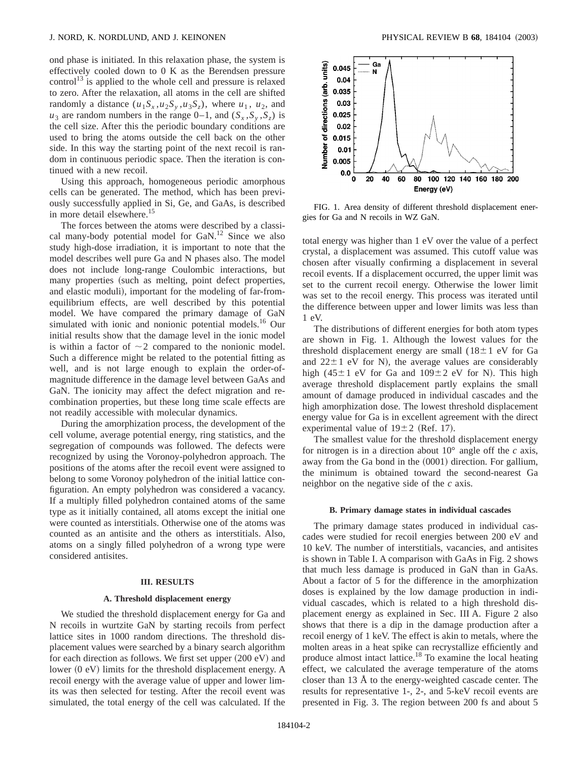ond phase is initiated. In this relaxation phase, the system is effectively cooled down to 0 K as the Berendsen pressure control[13] is applied to the whole cell and pressure is relaxed to zero. After the relaxation, all atoms in the cell are shifted randomly a distance $(u_1 S_x, u_2 S_y, u_3 S_z)$, where $u_1$, $u_2$, and $u_3$ are random numbers in the range 0–1, and $(S_x, S_y, S_z)$ is the cell size. After this the periodic boundary conditions are used to bring the atoms outside the cell back on the other side. In this way the starting point of the next recoil is random in continuous periodic space. Then the iteration is continued with a new recoil.

Using this approach, homogeneous periodic amorphous cells can be generated. The method, which has been previously successfully applied in Si, Ge, and GaAs, is described in more detail elsewhere.[15]

The forces between the atoms were described by a classical many-body potential model for GaN.[12] Since we also study high-dose irradiation, it is important to note that the model describes well pure Ga and N phases also. The model does not include long-range Coulombic interactions, but many properties (such as melting, point defect properties, and elastic moduli), important for the modeling of far-from-equilibrium effects, are well described by this potential model. We have compared the primary damage of GaN simulated with ionic and nonionic potential models.[16] Our initial results show that the damage level in the ionic model is within a factor of $\sim 2$ compared to the nonionic model. Such a difference might be related to the potential fitting as well, and is not large enough to explain the order-of-magnitude difference in the damage level between GaAs and GaN. The ionicity may affect the defect migration and recombination properties, but these long time scale effects are not readily accessible with molecular dynamics.

During the amorphization process, the development of the cell volume, average potential energy, ring statistics, and the segregation of compounds was followed. The defects were recognized by using the Voronoi-polyhedron approach. The positions of the atoms after the recoil event were assigned to belong to some Voronoy polyhedron of the initial lattice configuration. An empty polyhedron was considered a vacancy. If a multiply filled polyhedron contained atoms of the same type as it initially contained, all atoms except the initial one were counted as interstitials. Otherwise one of the atoms was counted as an antisite and the others as interstitials. Also, atoms on a singly filled polyhedron of a wrong type were considered antisites.

## III. RESULTS

### A. Threshold displacement energy

We studied the threshold displacement energy for Ga and N recoils in wurtzite GaN by starting recoils from perfect lattice sites in 1000 random directions. The threshold displacement values were searched by a binary search algorithm for each direction as follows. We first set upper (200 eV) and lower (0 eV) limits for the threshold displacement energy. A recoil energy with the average value of upper and lower limits was then selected for testing. After the recoil event was simulated, the total energy of the cell was calculated. If the total energy was higher than 1 eV over the value of a perfect crystal, a displacement was assumed. This cutoff value was chosen after visually confirming a displacement in several recoil events. If a displacement occurred, the upper limit was set to the current recoil energy. Otherwise the lower limit was set to the recoil energy. This process was iterated until the difference between upper and lower limits was less than 1 eV.

FIG. 1. Area density of different threshold displacement energies for Ga and N recoils in WZ GaN.

The distributions of different energies for both atom types are shown in Fig. 1. Although the lowest values for the threshold displacement energy are small ($18\pm1$ eV for Ga and $22\pm1$ eV for N), the average values are considerably high ($45\pm1$ eV for Ga and $109\pm2$ eV for N). This high average threshold displacement partly explains the small amount of damage produced in individual cascades and the high amorphization dose. The lowest threshold displacement energy value for Ga is in excellent agreement with the direct experimental value of $19\pm2$ (Ref. 17).

The smallest value for the threshold displacement energy for nitrogen is in a direction about 10° angle off the $c$ axis, away from the Ga bond in the (0001) direction. For gallium, the minimum is obtained toward the second-nearest Ga neighbor on the negative side of the $c$ axis.

### B. Primary damage states in individual cascades

The primary damage states produced in individual cascades were studied for recoil energies between 200 eV and 10 keV. The number of interstitials, vacancies, and antisites is shown in Table I. A comparison with GaAs in Fig. 2 shows that much less damage is produced in GaN than in GaAs. About a factor of 5 for the difference in the amorphization doses is explained by the low damage production in individual cascades, which is related to a high threshold displacement energy as explained in Sec. III A. Figure 2 also shows that there is a dip in the damage production after a recoil energy of 1 keV. The effect is akin to metals, where the molten areas in a heat spike can recrystallize efficiently and produce almost intact lattice.[18] To examine the local heating effect, we calculated the average temperature of the atoms closer than 13 Å to the energy-weighted cascade center. The results for representative 1-, 2-, and 5-keV recoil events are presented in Fig. 3. The region between 200 fs and about 5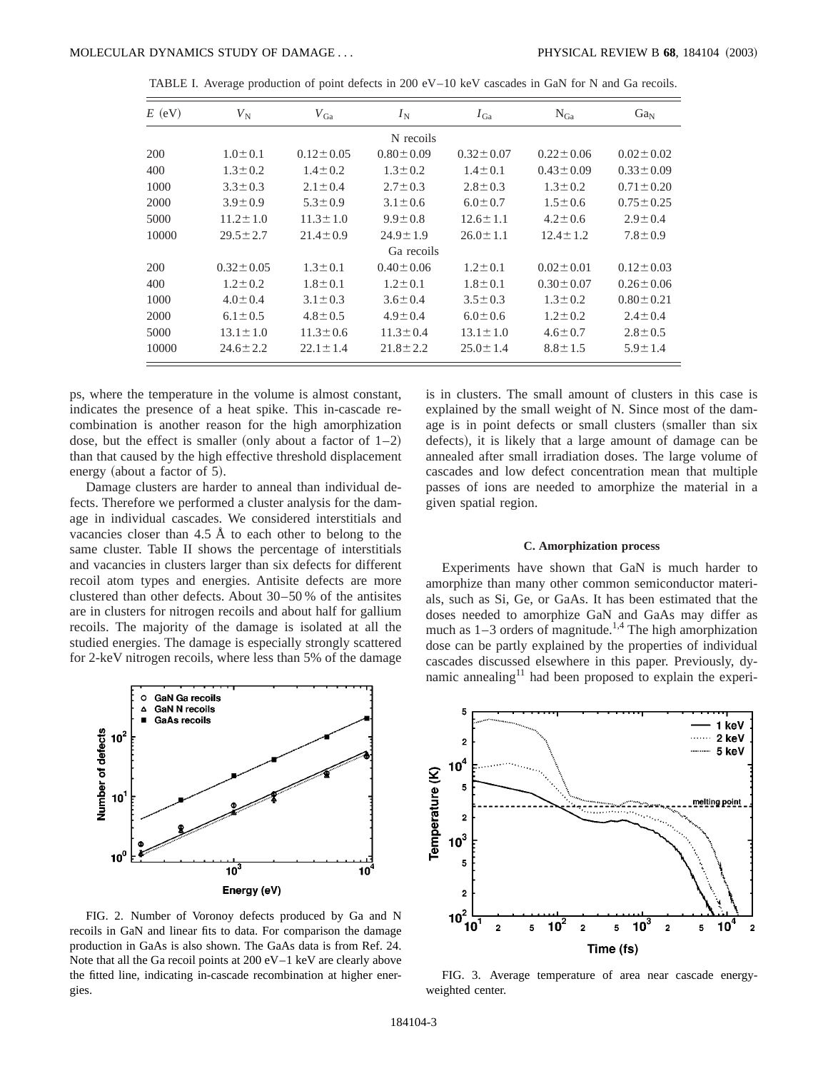TABLE I. Average production of point defects in 200 eV–10 keV cascades in GaN for N and Ga recoils.

| $E$ (eV) | $V_N$ | $V_{Ga}$ | $I_N$ | $I_{Ga}$ | $N_{Ga}$ | $Ga_N$ |
|---|---|---|---|---|---|---|
| | | | N recoils | | | |
| 200 | $1.0\pm0.1$ | $0.12\pm0.05$ | $0.80\pm0.09$ | $0.32\pm0.07$ | $0.22\pm0.06$ | $0.02\pm0.02$ |
| 400 | $1.3\pm0.2$ | $1.4\pm0.2$ | $1.3\pm0.2$ | $1.4\pm0.1$ | $0.43\pm0.09$ | $0.33\pm0.09$ |
| 1000 | $3.3\pm0.3$ | $2.1\pm0.4$ | $2.7\pm0.3$ | $2.8\pm0.3$ | $1.3\pm0.2$ | $0.71\pm0.20$ |
| 2000 | $3.9\pm0.9$ | $5.3\pm0.9$ | $3.1\pm0.6$ | $6.0\pm0.7$ | $1.5\pm0.6$ | $0.75\pm0.25$ |
| 5000 | $11.2\pm1.0$ | $11.3\pm1.0$ | $9.9\pm0.8$ | $12.6\pm1.1$ | $4.2\pm0.6$ | $2.9\pm0.4$ |
| 10000 | $29.5\pm2.7$ | $21.4\pm0.9$ | $24.9\pm1.9$ | $26.0\pm1.1$ | $12.4\pm1.2$ | $7.8\pm0.9$ |
| | | | Ga recoils | | | |
| 200 | $0.32\pm0.05$ | $1.3\pm0.1$ | $0.40\pm0.06$ | $1.2\pm0.1$ | $0.02\pm0.01$ | $0.12\pm0.03$ |
| 400 | $1.2\pm0.2$ | $1.8\pm0.1$ | $1.2\pm0.1$ | $1.8\pm0.1$ | $0.30\pm0.07$ | $0.26\pm0.06$ |
| 1000 | $4.0\pm0.4$ | $3.1\pm0.3$ | $3.6\pm0.4$ | $3.5\pm0.3$ | $1.3\pm0.2$ | $0.80\pm0.21$ |
| 2000 | $6.1\pm0.5$ | $4.8\pm0.5$ | $4.9\pm0.4$ | $6.0\pm0.6$ | $1.2\pm0.2$ | $2.4\pm0.4$ |
| 5000 | $13.1\pm1.0$ | $11.3\pm0.6$ | $11.3\pm0.4$ | $13.1\pm1.0$ | $4.6\pm0.7$ | $2.8\pm0.5$ |
| 10000 | $24.6\pm2.2$ | $22.1\pm1.4$ | $21.8\pm2.2$ | $25.0\pm1.4$ | $8.8\pm1.5$ | $5.9\pm1.4$ |

ps, where the temperature in the volume is almost constant, indicates the presence of a heat spike. This in-cascade recombination is another reason for the high amorphization dose, but the effect is smaller (only about a factor of 1–2) than that caused by the high effective threshold displacement energy (about a factor of 5).

Damage clusters are harder to anneal than individual defects. Therefore we performed a cluster analysis for the damage in individual cascades. We considered interstitials and vacancies closer than 4.5 Å to each other to belong to the same cluster. Table II shows the percentage of interstitials and vacancies in clusters larger than six defects for different recoil atom types and energies. Antisite defects are more clustered than other defects. About 30–50 % of the antisites are in clusters for nitrogen recoils and about half for gallium recoils. The majority of the damage is isolated at all the studied energies. The damage is especially strongly scattered for 2-keV nitrogen recoils, where less than 5% of the damage is in clusters. The small amount of clusters in this case is explained by the small weight of N. Since most of the damage is in point defects or small clusters (smaller than six defects), it is likely that a large amount of damage can be annealed after small irradiation doses. The large volume of cascades and low defect concentration mean that multiple passes of ions are needed to amorphize the material in a given spatial region.

FIG. 2. Number of Voronoy defects produced by Ga and N recoils in GaN and linear fits to data. For comparison the damage production in GaAs is also shown. The GaAs data is from Ref. 24. Note that all the Ga recoil points at 200 eV–1 keV are clearly above the fitted line, indicating in-cascade recombination at higher energies.

### C. Amorphization process

Experiments have shown that GaN is much harder to amorphize than many other common semiconductor materials, such as Si, Ge, or GaAs. It has been estimated that the doses needed to amorphize GaN and GaAs may differ as much as 1–3 orders of magnitude.[1,4] The high amorphization dose can be partly explained by the properties of individual cascades discussed elsewhere in this paper. Previously, dynamic annealing[11] had been proposed to explain the experi-

FIG. 3. Average temperature of area near cascade energy-weighted center.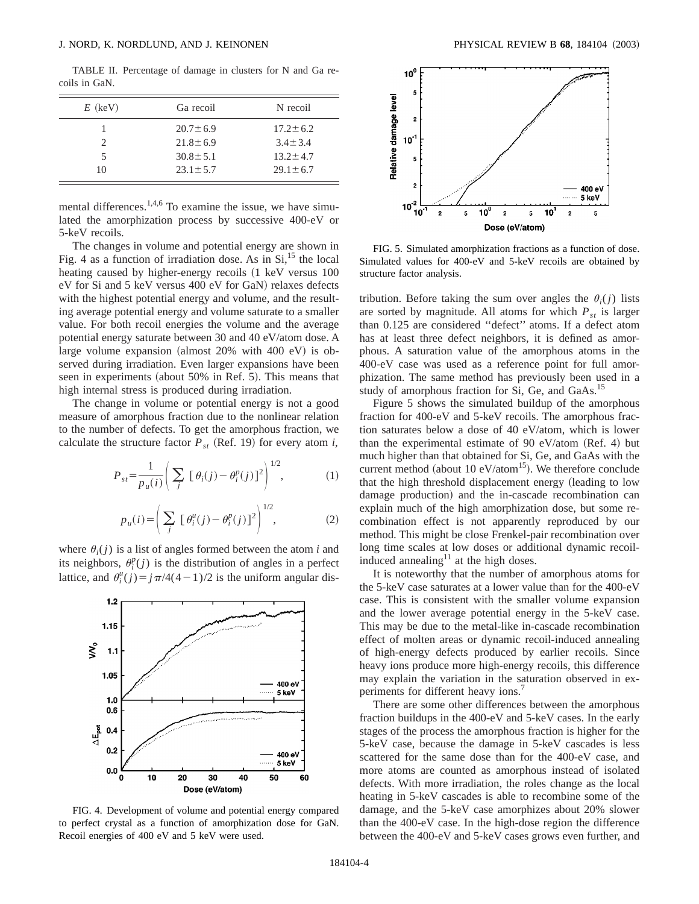TABLE II. Percentage of damage in clusters for N and Ga recoils in GaN.

| $E$ (keV) | Ga recoil | N recoil |
|---|---|---|
| 1 | $20.7\pm6.9$ | $17.2\pm6.2$ |
| 2 | $21.8\pm6.9$ | $3.4\pm3.4$ |
| 5 | $30.8\pm5.1$ | $13.2\pm4.7$ |
| 10 | $23.1\pm5.7$ | $29.1\pm6.7$ |

mental differences.[1,4,6] To examine the issue, we have simulated the amorphization process by successive 400-eV or 5-keV recoils.

The changes in volume and potential energy are shown in Fig. 4 as a function of irradiation dose. As in Si,[15] the local heating caused by higher-energy recoils (1 keV versus 100 eV for Si and 5 keV versus 400 eV for GaN) relaxes defects with the highest potential energy and volume, and the resulting average potential energy and volume saturate to a smaller value. For both recoil energies the volume and the average potential energy saturate between 30 and 40 eV/atom dose. A large volume expansion (almost 20% with 400 eV) is observed during irradiation. Even larger expansions have been seen in experiments (about 50% in Ref. 5). This means that high internal stress is produced during irradiation.

The change in volume or potential energy is not a good measure of amorphous fraction due to the nonlinear relation to the number of defects. To get the amorphous fraction, we calculate the structure factor $P_{st}$ (Ref. 19) for every atom $i$,

$$P_{st}=\frac{1}{p_u(i)}\left(\sum_j\left[\theta_i(j)-\theta_i^p(j)\right]^2\right)^{1/2}, \tag{1}$$

$$p_u(i)=\left(\sum_j\left[\theta_i^u(j)-\theta_i^p(j)\right]^2\right)^{1/2}, \tag{2}$$

where $\theta_i(j)$ is a list of angles formed between the atom $i$ and its neighbors, $\theta_i^p(j)$ is the distribution of angles in a perfect lattice, and $\theta_i^u(j)=j\pi/4(4-1)/2$ is the uniform angular distribution. Before taking the sum over angles the $\theta_i(j)$ lists are sorted by magnitude. All atoms for which $P_{st}$ is larger than 0.125 are considered "defect" atoms. If a defect atom has at least three defect neighbors, it is defined as amorphous. A saturation value of the amorphous atoms in the 400-eV case was used as a reference point for full amorphization. The same method has previously been used in a study of amorphous fraction for Si, Ge, and GaAs.[15]

FIG. 4. Development of volume and potential energy compared to perfect crystal as a function of amorphization dose for GaN. Recoil energies of 400 eV and 5 keV were used.

FIG. 5. Simulated amorphization fractions as a function of dose. Simulated values for 400-eV and 5-keV recoils are obtained by structure factor analysis.

Figure 5 shows the simulated buildup of the amorphous fraction for 400-eV and 5-keV recoils. The amorphous fraction saturates below a dose of 40 eV/atom, which is lower than the experimental estimate of 90 eV/atom (Ref. 4) but much higher than that obtained for Si, Ge, and GaAs with the current method (about 10 eV/atom[15]). We therefore conclude that the high threshold displacement energy (leading to low damage production) and the in-cascade recombination can explain much of the high amorphization dose, but some recombination effect is not apparently reproduced by our method. This might be close Frenkel-pair recombination over long time scales at low doses or additional dynamic recoil-induced annealing[11] at the high doses.

It is noteworthy that the number of amorphous atoms for the 5-keV case saturates at a lower value than for the 400-eV case. This is consistent with the smaller volume expansion and the lower average potential energy in the 5-keV case. This may be due to the metal-like in-cascade recombination effect of molten areas or dynamic recoil-induced annealing of high-energy defects produced by earlier recoils. Since heavy ions produce more high-energy recoils, this difference may explain the variation in the saturation observed in experiments for different heavy ions.[7]

There are some other differences between the amorphous fraction buildups in the 400-eV and 5-keV cases. In the early stages of the process the amorphous fraction is higher for the 5-keV case, because the damage in 5-keV cascades is less scattered for the same dose than for the 400-eV case, and more atoms are counted as amorphous instead of isolated defects. With more irradiation, the roles change as the local heating in 5-keV cascades is able to recombine some of the damage, and the 5-keV case amorphizes about 20% slower than the 400-eV case. In the high-dose region the difference between the 400-eV and 5-keV cases grows even further, and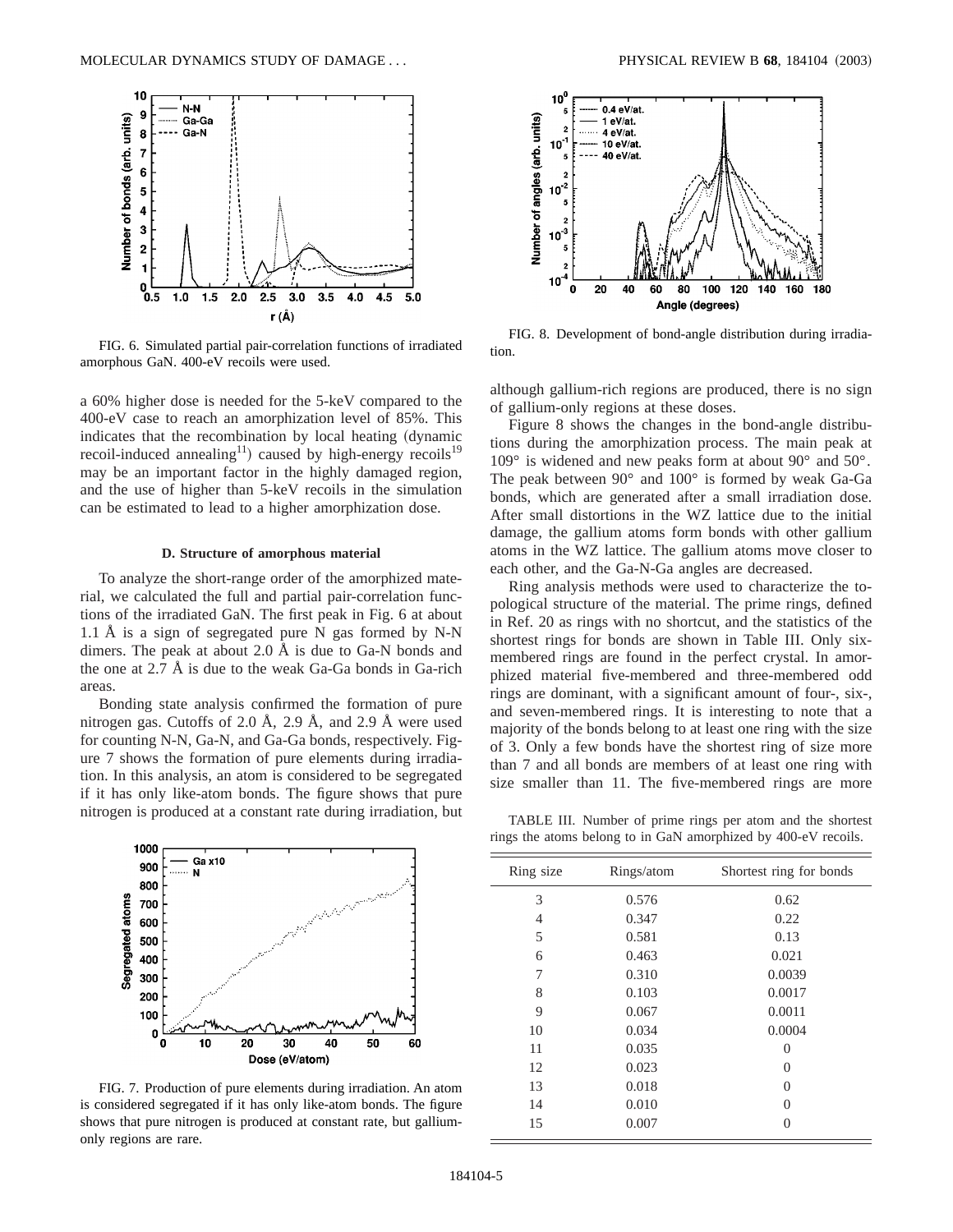FIG. 6. Simulated partial pair-correlation functions of irradiated amorphous GaN. 400-eV recoils were used.

a 60% higher dose is needed for the 5-keV compared to the 400-eV case to reach an amorphization level of 85%. This indicates that the recombination by local heating (dynamic recoil-induced annealing[11]) caused by high-energy recoils[19] may be an important factor in the highly damaged region, and the use of higher than 5-keV recoils in the simulation can be estimated to lead to a higher amorphization dose.

### D. Structure of amorphous material

To analyze the short-range order of the amorphized material, we calculated the full and partial pair-correlation functions of the irradiated GaN. The first peak in Fig. 6 at about 1.1 Å is a sign of segregated pure N gas formed by N-N dimers. The peak at about 2.0 Å is due to Ga-N bonds and the one at 2.7 Å is due to the weak Ga-Ga bonds in Ga-rich areas.

Bonding state analysis confirmed the formation of pure nitrogen gas. Cutoffs of 2.0 Å, 2.9 Å, and 2.9 Å were used for counting N-N, Ga-N, and Ga-Ga bonds, respectively. Figure 7 shows the formation of pure elements during irradiation. In this analysis, an atom is considered to be segregated if it has only like-atom bonds. The figure shows that pure nitrogen is produced at a constant rate during irradiation, but although gallium-rich regions are produced, there is no sign of gallium-only regions at these doses.

FIG. 7. Production of pure elements during irradiation. An atom is considered segregated if it has only like-atom bonds. The figure shows that pure nitrogen is produced at constant rate, but gallium-only regions are rare.

FIG. 8. Development of bond-angle distribution during irradiation.

Figure 8 shows the changes in the bond-angle distributions during the amorphization process. The main peak at 109° is widened and new peaks form at about 90° and 50°. The peak between 90° and 100° is formed by weak Ga-Ga bonds, which are generated after a small irradiation dose. After small distortions in the WZ lattice due to the initial damage, the gallium atoms form bonds with other gallium atoms in the WZ lattice. The gallium atoms move closer to each other, and the Ga-N-Ga angles are decreased.

Ring analysis methods were used to characterize the topological structure of the material. The prime rings, defined in Ref. 20 as rings with no shortcut, and the statistics of the shortest rings for bonds are shown in Table III. Only six-membered rings are found in the perfect crystal. In amorphized material five-membered and three-membered odd rings are dominant, with a significant amount of four-, six-, and seven-membered rings. It is interesting to note that a majority of the bonds belong to at least one ring with the size of 3. Only a few bonds have the shortest ring of size more than 7 and all bonds are members of at least one ring with size smaller than 11. The five-membered rings are more

TABLE III. Number of prime rings per atom and the shortest rings the atoms belong to in GaN amorphized by 400-eV recoils.

| Ring size | Rings/atom | Shortest ring for bonds |
|---|---|---|
| 3 | 0.576 | 0.62 |
| 4 | 0.347 | 0.22 |
| 5 | 0.581 | 0.13 |
| 6 | 0.463 | 0.021 |
| 7 | 0.310 | 0.0039 |
| 8 | 0.103 | 0.0017 |
| 9 | 0.067 | 0.0011 |
| 10 | 0.034 | 0.0004 |
| 11 | 0.035 | 0 |
| 12 | 0.023 | 0 |
| 13 | 0.018 | 0 |
| 14 | 0.010 | 0 |
| 15 | 0.007 | 0 |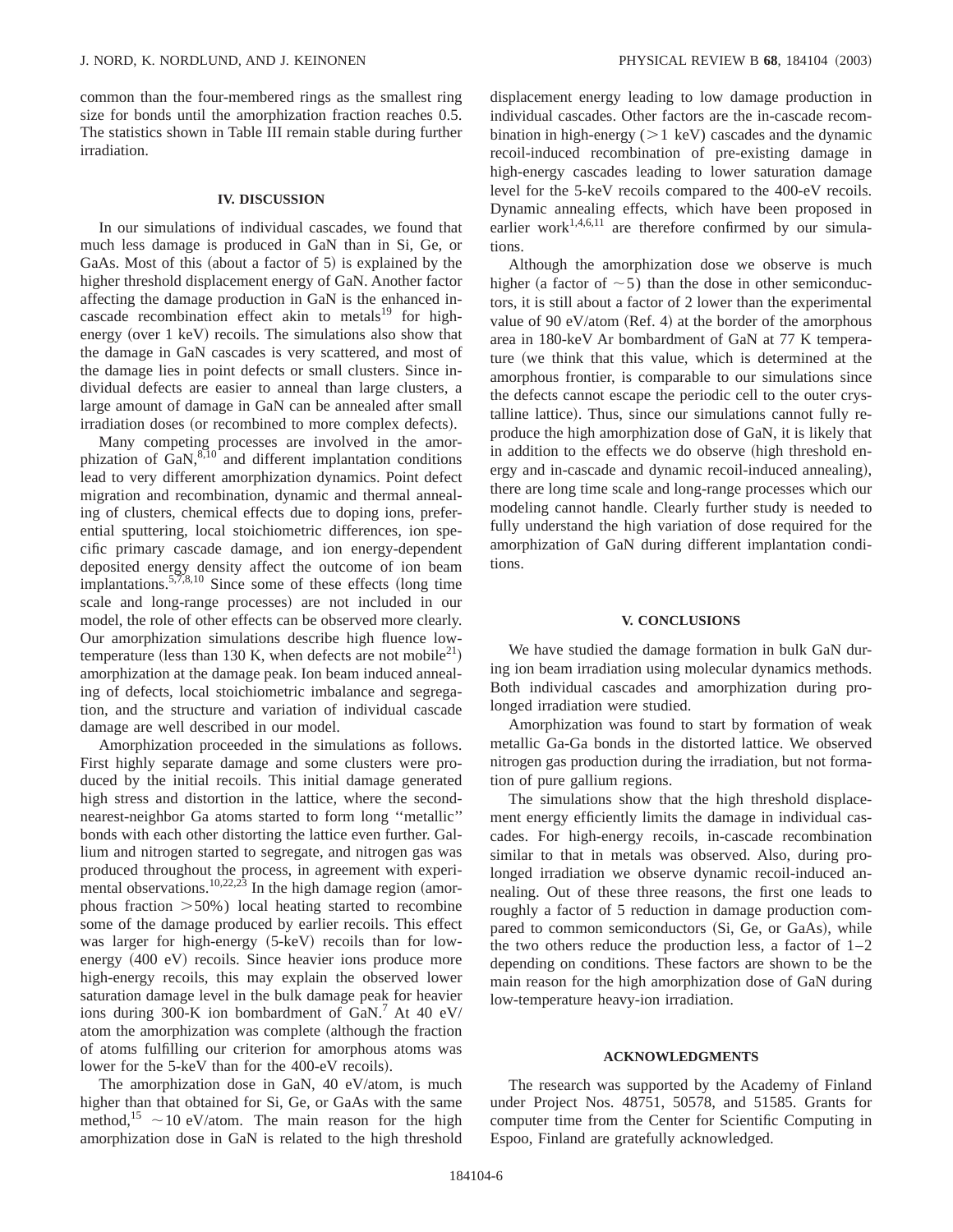common than the four-membered rings as the smallest ring size for bonds until the amorphization fraction reaches 0.5. The statistics shown in Table III remain stable during further irradiation.

## IV. DISCUSSION

In our simulations of individual cascades, we found that much less damage is produced in GaN than in Si, Ge, or GaAs. Most of this (about a factor of 5) is explained by the higher threshold displacement energy of GaN. Another factor affecting the damage production in GaN is the enhanced in-cascade recombination effect akin to metals[19] for high-energy (over 1 keV) recoils. The simulations also show that the damage in GaN cascades is very scattered, and most of the damage lies in point defects or small clusters. Since individual defects are easier to anneal than large clusters, a large amount of damage in GaN can be annealed after small irradiation doses (or recombined to more complex defects).

Many competing processes are involved in the amorphization of GaN,[8,10] and different implantation conditions lead to very different amorphization dynamics. Point defect migration and recombination, dynamic and thermal annealing of clusters, chemical effects due to doping ions, preferential sputtering, local stoichiometric differences, ion specific primary cascade damage, and ion energy-dependent deposited energy density affect the outcome of ion beam implantations.[5,7,8,10] Since some of these effects (long time scale and long-range processes) are not included in our model, the role of other effects can be observed more clearly. Our amorphization simulations describe high fluence low-temperature (less than 130 K, when defects are not mobile[21]) amorphization at the damage peak. Ion beam induced annealing of defects, local stoichiometric imbalance and segregation, and the structure and variation of individual cascade damage are well described in our model.

Amorphization proceeded in the simulations as follows. First highly separate damage and some clusters were produced by the initial recoils. This initial damage generated high stress and distortion in the lattice, where the second-nearest-neighbor Ga atoms started to form long "metallic" bonds with each other distorting the lattice even further. Gallium and nitrogen started to segregate, and nitrogen gas was produced throughout the process, in agreement with experimental observations.[10,22,23] In the high damage region (amorphous fraction >50%) local heating started to recombine some of the damage produced by earlier recoils. This effect was larger for high-energy (5-keV) recoils than for low-energy (400 eV) recoils. Since heavier ions produce more high-energy recoils, this may explain the observed lower saturation damage level in the bulk damage peak for heavier ions during 300-K ion bombardment of GaN.[7] At 40 eV/atom the amorphization was complete (although the fraction of atoms fulfilling our criterion for amorphous atoms was lower for the 5-keV than for the 400-eV recoils).

The amorphization dose in GaN, 40 eV/atom, is much higher than that obtained for Si, Ge, or GaAs with the same method,[15] ~10 eV/atom. The main reason for the high amorphization dose in GaN is related to the high threshold displacement energy leading to low damage production in individual cascades. Other factors are the in-cascade recombination in high-energy (>1 keV) cascades and the dynamic recoil-induced recombination of pre-existing damage in high-energy cascades leading to lower saturation damage level for the 5-keV recoils compared to the 400-eV recoils. Dynamic annealing effects, which have been proposed in earlier work[1,4,6,11] are therefore confirmed by our simulations.

Although the amorphization dose we observe is much higher (a factor of ~5) than the dose in other semiconductors, it is still about a factor of 2 lower than the experimental value of 90 eV/atom (Ref. 4) at the border of the amorphous area in 180-keV Ar bombardment of GaN at 77 K temperature (we think that this value, which is determined at the amorphous frontier, is comparable to our simulations since the defects cannot escape the periodic cell to the outer crystalline lattice). Thus, since our simulations cannot fully reproduce the high amorphization dose of GaN, it is likely that in addition to the effects we do observe (high threshold energy and in-cascade and dynamic recoil-induced annealing), there are long time scale and long-range processes which our modeling cannot handle. Clearly further study is needed to fully understand the high variation of dose required for the amorphization of GaN during different implantation conditions.

## V. CONCLUSIONS

We have studied the damage formation in bulk GaN during ion beam irradiation using molecular dynamics methods. Both individual cascades and amorphization during prolonged irradiation were studied.

Amorphization was found to start by formation of weak metallic Ga-Ga bonds in the distorted lattice. We observed nitrogen gas production during the irradiation, but not formation of pure gallium regions.

The simulations show that the high threshold displacement energy efficiently limits the damage in individual cascades. For high-energy recoils, in-cascade recombination similar to that in metals was observed. Also, during prolonged irradiation we observe dynamic recoil-induced annealing. Out of these three reasons, the first one leads to roughly a factor of 5 reduction in damage production compared to common semiconductors (Si, Ge, or GaAs), while the two others reduce the production less, a factor of 1–2 depending on conditions. These factors are shown to be the main reason for the high amorphization dose of GaN during low-temperature heavy-ion irradiation.

## ACKNOWLEDGMENTS

The research was supported by the Academy of Finland under Project Nos. 48751, 50578, and 51585. Grants for computer time from the Center for Scientific Computing in Espoo, Finland are gratefully acknowledged.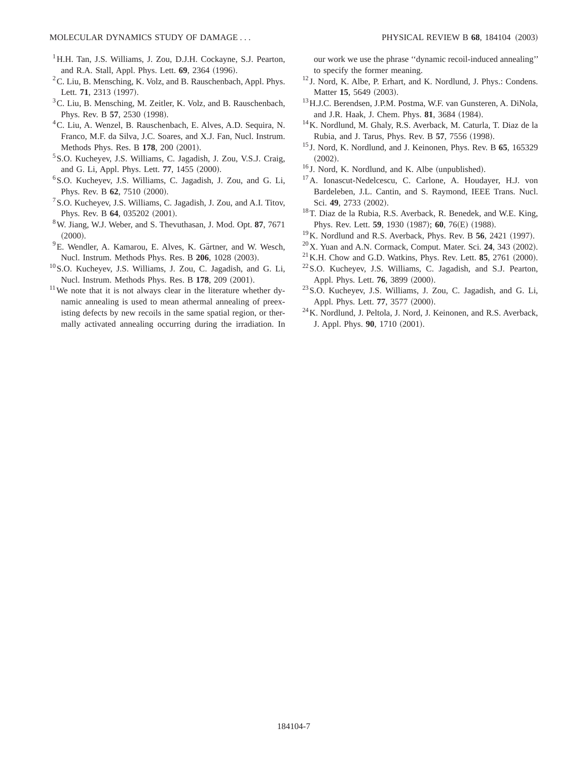[1] H.H. Tan, J.S. Williams, J. Zou, D.J.H. Cockayne, S.J. Pearton, and R.A. Stall, Appl. Phys. Lett. **69**, 2364 (1996).

[2] C. Liu, B. Mensching, K. Volz, and B. Rauschenbach, Appl. Phys. Lett. **71**, 2313 (1997).

[3] C. Liu, B. Mensching, M. Zeitler, K. Volz, and B. Rauschenbach, Phys. Rev. B **57**, 2530 (1998).

[4] C. Liu, A. Wenzel, B. Rauschenbach, E. Alves, A.D. Sequira, N. Franco, M.F. da Silva, J.C. Soares, and X.J. Fan, Nucl. Instrum. Methods Phys. Res. B **178**, 200 (2001).

[5] S.O. Kucheyev, J.S. Williams, C. Jagadish, J. Zou, V.S.J. Craig, and G. Li, Appl. Phys. Lett. **77**, 1455 (2000).

[6] S.O. Kucheyev, J.S. Williams, C. Jagadish, J. Zou, and G. Li, Phys. Rev. B **62**, 7510 (2000).

[7] S.O. Kucheyev, J.S. Williams, C. Jagadish, J. Zou, and A.I. Titov, Phys. Rev. B **64**, 035202 (2001).

[8] W. Jiang, W.J. Weber, and S. Thevuthasan, J. Mod. Opt. **87**, 7671 (2000).

[9] E. Wendler, A. Kamarou, E. Alves, K. Gärtner, and W. Wesch, Nucl. Instrum. Methods Phys. Res. B **206**, 1028 (2003).

[10] S.O. Kucheyev, J.S. Williams, J. Zou, C. Jagadish, and G. Li, Nucl. Instrum. Methods Phys. Res. B **178**, 209 (2001).

[11] We note that it is not always clear in the literature whether dynamic annealing is used to mean athermal annealing of preexisting defects by new recoils in the same spatial region, or thermally activated annealing occurring during the irradiation. In our work we use the phrase ''dynamic recoil-induced annealing'' to specify the former meaning.

[12] J. Nord, K. Albe, P. Erhart, and K. Nordlund, J. Phys.: Condens. Matter **15**, 5649 (2003).

[13] H.J.C. Berendsen, J.P.M. Postma, W.F. van Gunsteren, A. DiNola, and J.R. Haak, J. Chem. Phys. **81**, 3684 (1984).

[14] K. Nordlund, M. Ghaly, R.S. Averback, M. Caturla, T. Diaz de la Rubia, and J. Tarus, Phys. Rev. B **57**, 7556 (1998).

[15] J. Nord, K. Nordlund, and J. Keinonen, Phys. Rev. B **65**, 165329 (2002).

[16] J. Nord, K. Nordlund, and K. Albe (unpublished).

[17] A. Ionascut-Nedelcescu, C. Carlone, A. Houdayer, H.J. von Bardeleben, J.L. Cantin, and S. Raymond, IEEE Trans. Nucl. Sci. **49**, 2733 (2002).

[18] T. Diaz de la Rubia, R.S. Averback, R. Benedek, and W.E. King, Phys. Rev. Lett. **59**, 1930 (1987); **60**, 76(E) (1988).

[19] K. Nordlund and R.S. Averback, Phys. Rev. B **56**, 2421 (1997).

[20] X. Yuan and A.N. Cormack, Comput. Mater. Sci. **24**, 343 (2002).

[21] K.H. Chow and G.D. Watkins, Phys. Rev. Lett. **85**, 2761 (2000).

[22] S.O. Kucheyev, J.S. Williams, C. Jagadish, and S.J. Pearton, Appl. Phys. Lett. **76**, 3899 (2000).

[23] S.O. Kucheyev, J.S. Williams, J. Zou, C. Jagadish, and G. Li, Appl. Phys. Lett. **77**, 3577 (2000).

[24] K. Nordlund, J. Peltola, J. Nord, J. Keinonen, and R.S. Averback, J. Appl. Phys. **90**, 1710 (2001).